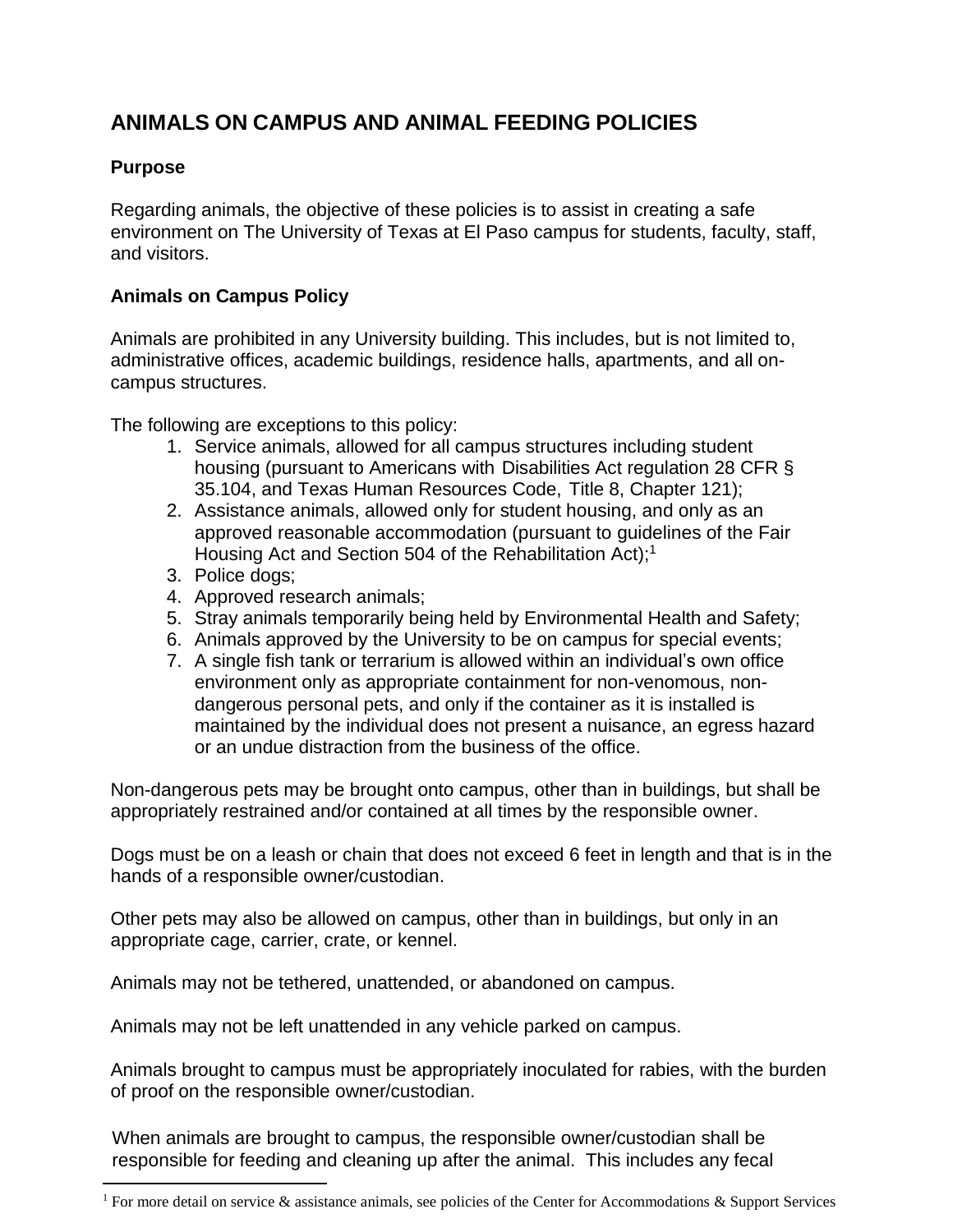# ANIMALS ON CAMPUS AND ANIMAL FEEDING POLICIES

## Purpose

Regarding animals, the objective of these policies is to assist in creating a safe environment on The University of Texas at El Paso campus for students, faculty, staff, and visitors.

## Animals on Campus Policy

Animals are prohibited in any University building. This includes, but is not limited to, administrative offices, academic buildings, residence halls, apartments, and all on-campus structures.

The following are exceptions to this policy:

1. Service animals, allowed for all campus structures including student housing (pursuant to Americans with Disabilities Act regulation 28 CFR § 35.104, and Texas Human Resources Code, Title 8, Chapter 121);
2. Assistance animals, allowed only for student housing, and only as an approved reasonable accommodation (pursuant to guidelines of the Fair Housing Act and Section 504 of the Rehabilitation Act);[1]
3. Police dogs;
4. Approved research animals;
5. Stray animals temporarily being held by Environmental Health and Safety;
6. Animals approved by the University to be on campus for special events;
7. A single fish tank or terrarium is allowed within an individual's own office environment only as appropriate containment for non-venomous, non-dangerous personal pets, and only if the container as it is installed is maintained by the individual does not present a nuisance, an egress hazard or an undue distraction from the business of the office.

Non-dangerous pets may be brought onto campus, other than in buildings, but shall be appropriately restrained and/or contained at all times by the responsible owner.

Dogs must be on a leash or chain that does not exceed 6 feet in length and that is in the hands of a responsible owner/custodian.

Other pets may also be allowed on campus, other than in buildings, but only in an appropriate cage, carrier, crate, or kennel.

Animals may not be tethered, unattended, or abandoned on campus.

Animals may not be left unattended in any vehicle parked on campus.

Animals brought to campus must be appropriately inoculated for rabies, with the burden of proof on the responsible owner/custodian.

When animals are brought to campus, the responsible owner/custodian shall be responsible for feeding and cleaning up after the animal. This includes any fecal

[1] For more detail on service & assistance animals, see policies of the Center for Accommodations & Support Services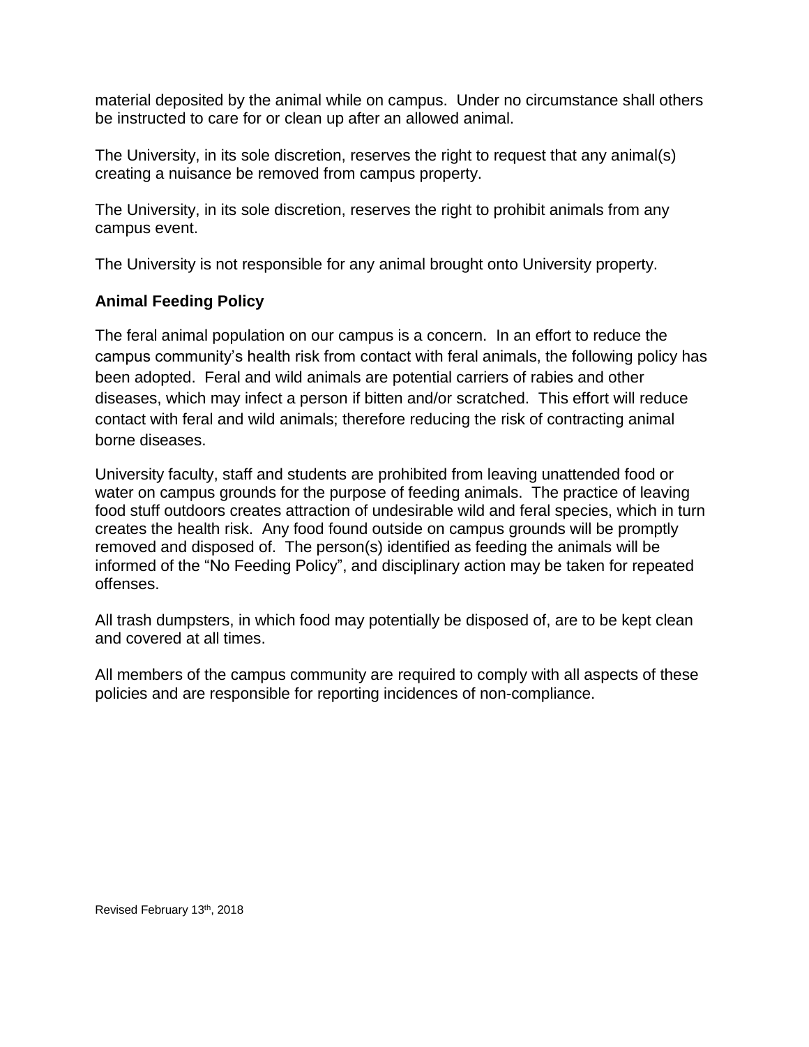material deposited by the animal while on campus. Under no circumstance shall others be instructed to care for or clean up after an allowed animal.

The University, in its sole discretion, reserves the right to request that any animal(s) creating a nuisance be removed from campus property.

The University, in its sole discretion, reserves the right to prohibit animals from any campus event.

The University is not responsible for any animal brought onto University property.

### Animal Feeding Policy

The feral animal population on our campus is a concern. In an effort to reduce the campus community's health risk from contact with feral animals, the following policy has been adopted. Feral and wild animals are potential carriers of rabies and other diseases, which may infect a person if bitten and/or scratched. This effort will reduce contact with feral and wild animals; therefore reducing the risk of contracting animal borne diseases.

University faculty, staff and students are prohibited from leaving unattended food or water on campus grounds for the purpose of feeding animals. The practice of leaving food stuff outdoors creates attraction of undesirable wild and feral species, which in turn creates the health risk. Any food found outside on campus grounds will be promptly removed and disposed of. The person(s) identified as feeding the animals will be informed of the "No Feeding Policy", and disciplinary action may be taken for repeated offenses.

All trash dumpsters, in which food may potentially be disposed of, are to be kept clean and covered at all times.

All members of the campus community are required to comply with all aspects of these policies and are responsible for reporting incidences of non-compliance.

Revised February 13th, 2018